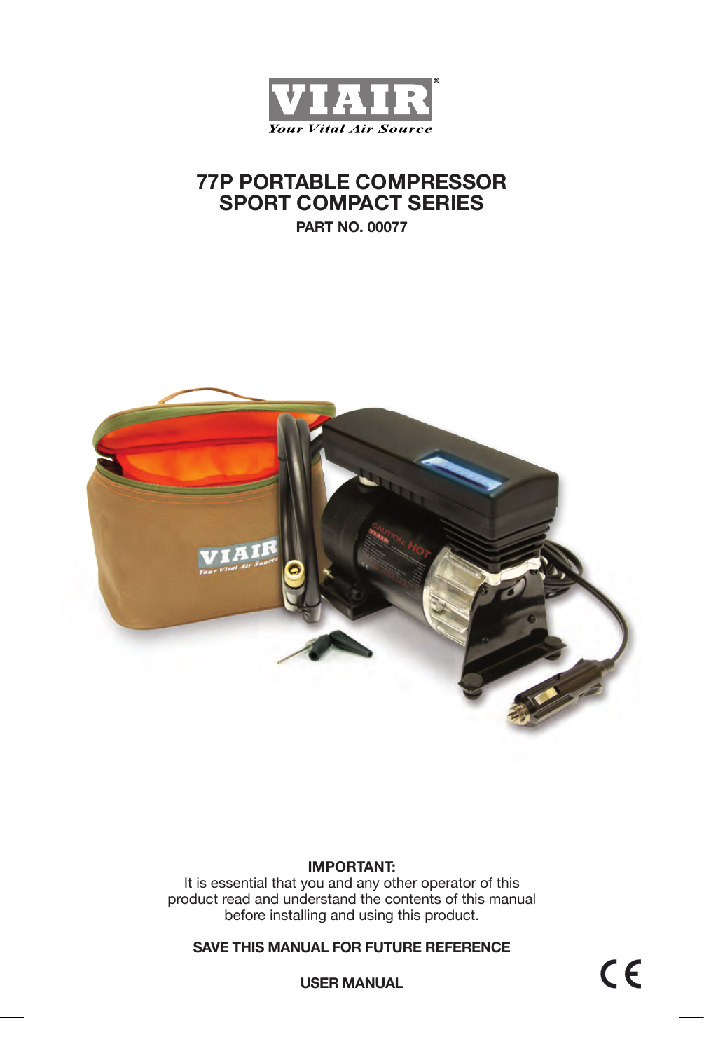# 77P PORTABLE COMPRESSOR
# SPORT COMPACT SERIES

**PART NO. 00077**

**IMPORTANT:**
It is essential that you and any other operator of this product read and understand the contents of this manual before installing and using this product.

**SAVE THIS MANUAL FOR FUTURE REFERENCE**

**USER MANUAL**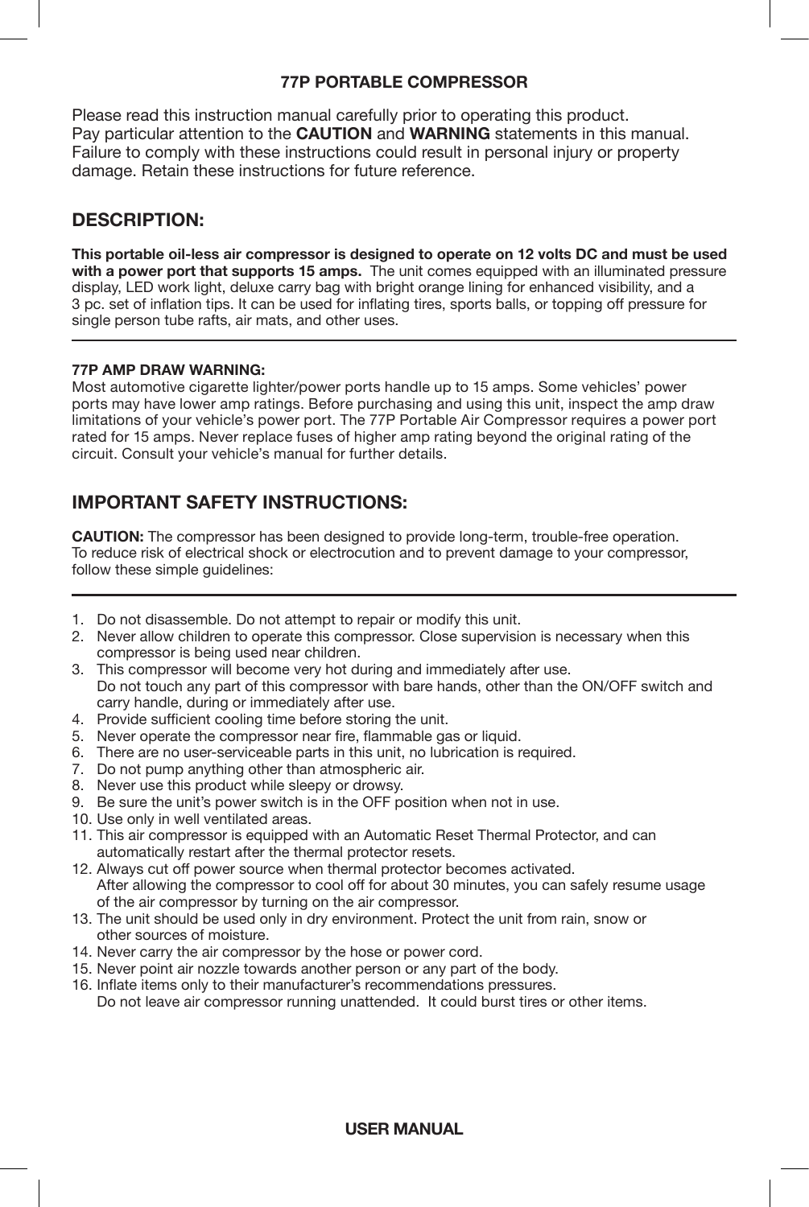# 77P PORTABLE COMPRESSOR

Please read this instruction manual carefully prior to operating this product. Pay particular attention to the **CAUTION** and **WARNING** statements in this manual. Failure to comply with these instructions could result in personal injury or property damage. Retain these instructions for future reference.

## DESCRIPTION:

**This portable oil-less air compressor is designed to operate on 12 volts DC and must be used with a power port that supports 15 amps.** The unit comes equipped with an illuminated pressure display, LED work light, deluxe carry bag with bright orange lining for enhanced visibility, and a 3 pc. set of inflation tips. It can be used for inflating tires, sports balls, or topping off pressure for single person tube rafts, air mats, and other uses.

---

**77P AMP DRAW WARNING:**
Most automotive cigarette lighter/power ports handle up to 15 amps. Some vehicles' power ports may have lower amp ratings. Before purchasing and using this unit, inspect the amp draw limitations of your vehicle's power port. The 77P Portable Air Compressor requires a power port rated for 15 amps. Never replace fuses of higher amp rating beyond the original rating of the circuit. Consult your vehicle's manual for further details.

## IMPORTANT SAFETY INSTRUCTIONS:

**CAUTION:** The compressor has been designed to provide long-term, trouble-free operation. To reduce risk of electrical shock or electrocution and to prevent damage to your compressor, follow these simple guidelines:

---

1. Do not disassemble. Do not attempt to repair or modify this unit.
2. Never allow children to operate this compressor. Close supervision is necessary when this compressor is being used near children.
3. This compressor will become very hot during and immediately after use. Do not touch any part of this compressor with bare hands, other than the ON/OFF switch and carry handle, during or immediately after use.
4. Provide sufficient cooling time before storing the unit.
5. Never operate the compressor near fire, flammable gas or liquid.
6. There are no user-serviceable parts in this unit, no lubrication is required.
7. Do not pump anything other than atmospheric air.
8. Never use this product while sleepy or drowsy.
9. Be sure the unit's power switch is in the OFF position when not in use.
10. Use only in well ventilated areas.
11. This air compressor is equipped with an Automatic Reset Thermal Protector, and can automatically restart after the thermal protector resets.
12. Always cut off power source when thermal protector becomes activated. After allowing the compressor to cool off for about 30 minutes, you can safely resume usage of the air compressor by turning on the air compressor.
13. The unit should be used only in dry environment. Protect the unit from rain, snow or other sources of moisture.
14. Never carry the air compressor by the hose or power cord.
15. Never point air nozzle towards another person or any part of the body.
16. Inflate items only to their manufacturer's recommendations pressures. Do not leave air compressor running unattended. It could burst tires or other items.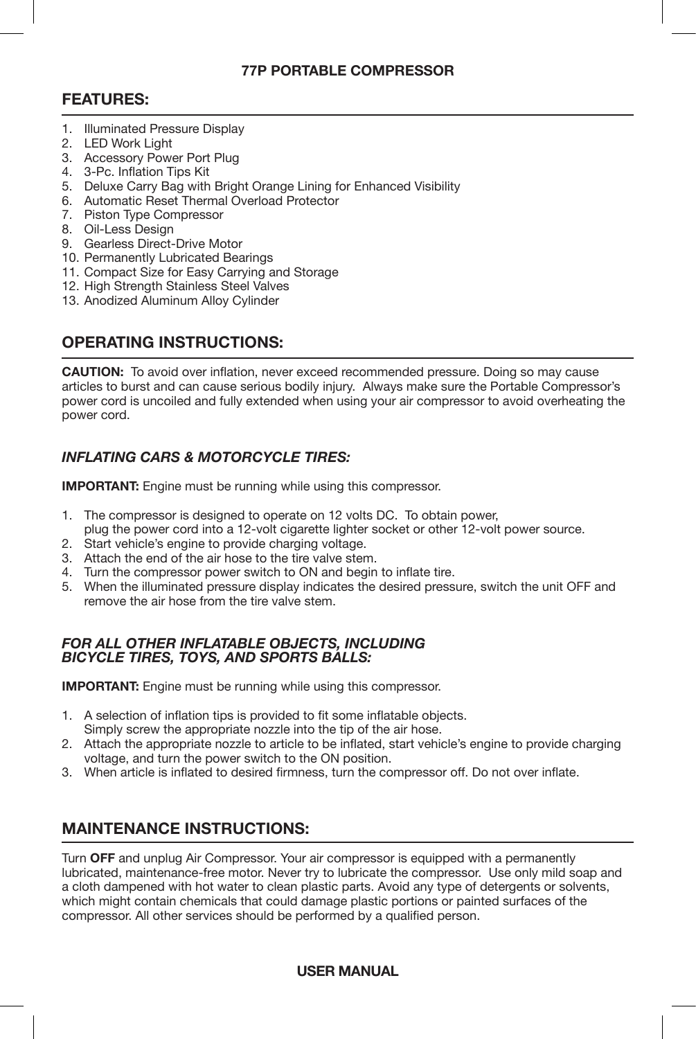**77P PORTABLE COMPRESSOR**

## FEATURES:

1. Illuminated Pressure Display
2. LED Work Light
3. Accessory Power Port Plug
4. 3-Pc. Inflation Tips Kit
5. Deluxe Carry Bag with Bright Orange Lining for Enhanced Visibility
6. Automatic Reset Thermal Overload Protector
7. Piston Type Compressor
8. Oil-Less Design
9. Gearless Direct-Drive Motor
10. Permanently Lubricated Bearings
11. Compact Size for Easy Carrying and Storage
12. High Strength Stainless Steel Valves
13. Anodized Aluminum Alloy Cylinder

## OPERATING INSTRUCTIONS:

**CAUTION:** To avoid over inflation, never exceed recommended pressure. Doing so may cause articles to burst and can cause serious bodily injury. Always make sure the Portable Compressor's power cord is uncoiled and fully extended when using your air compressor to avoid overheating the power cord.

### *INFLATING CARS & MOTORCYCLE TIRES:*

**IMPORTANT:** Engine must be running while using this compressor.

1. The compressor is designed to operate on 12 volts DC. To obtain power, plug the power cord into a 12-volt cigarette lighter socket or other 12-volt power source.
2. Start vehicle's engine to provide charging voltage.
3. Attach the end of the air hose to the tire valve stem.
4. Turn the compressor power switch to ON and begin to inflate tire.
5. When the illuminated pressure display indicates the desired pressure, switch the unit OFF and remove the air hose from the tire valve stem.

### *FOR ALL OTHER INFLATABLE OBJECTS, INCLUDING BICYCLE TIRES, TOYS, AND SPORTS BALLS:*

**IMPORTANT:** Engine must be running while using this compressor.

1. A selection of inflation tips is provided to fit some inflatable objects. Simply screw the appropriate nozzle into the tip of the air hose.
2. Attach the appropriate nozzle to article to be inflated, start vehicle's engine to provide charging voltage, and turn the power switch to the ON position.
3. When article is inflated to desired firmness, turn the compressor off. Do not over inflate.

## MAINTENANCE INSTRUCTIONS:

Turn **OFF** and unplug Air Compressor. Your air compressor is equipped with a permanently lubricated, maintenance-free motor. Never try to lubricate the compressor. Use only mild soap and a cloth dampened with hot water to clean plastic parts. Avoid any type of detergents or solvents, which might contain chemicals that could damage plastic portions or painted surfaces of the compressor. All other services should be performed by a qualified person.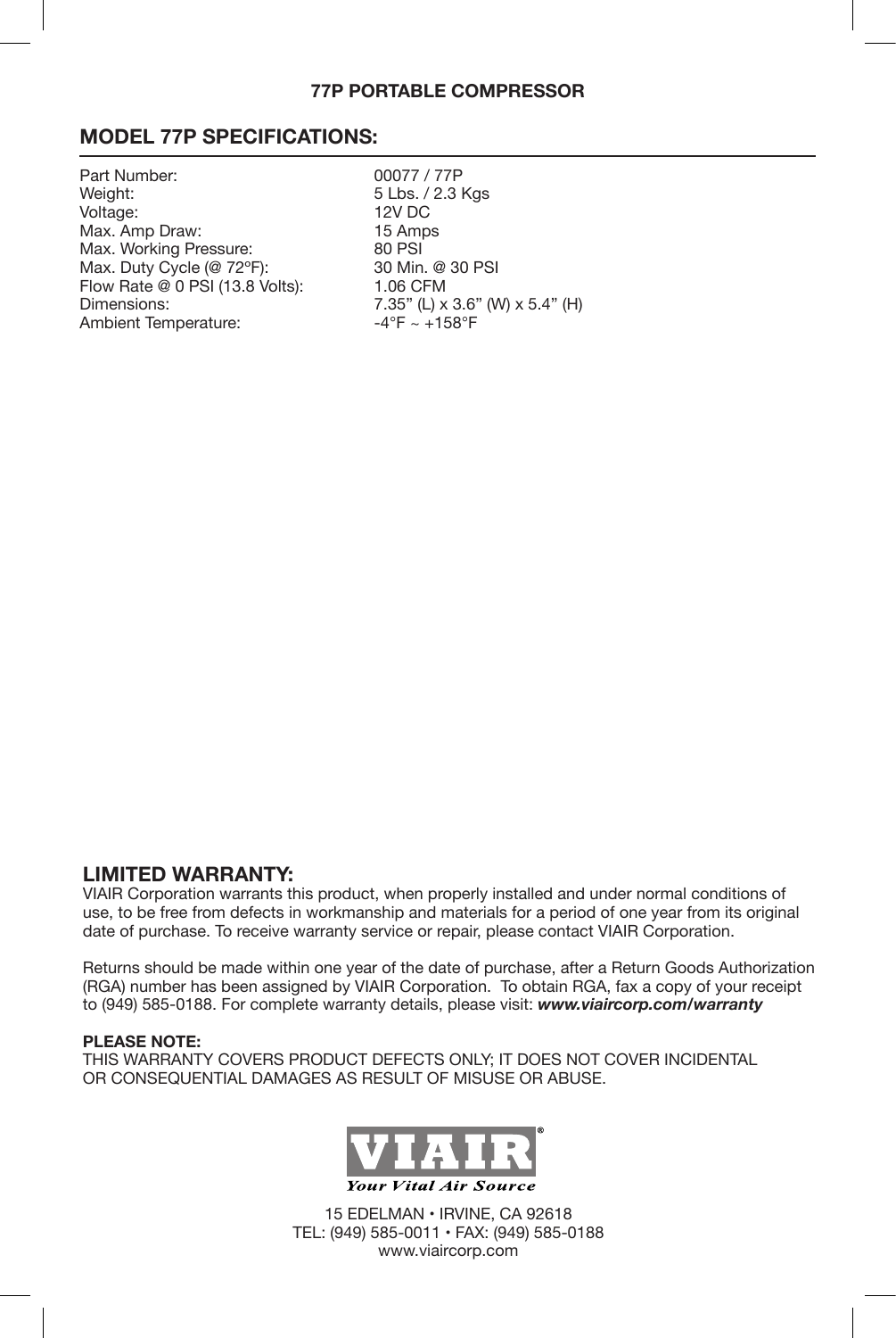## MODEL 77P SPECIFICATIONS:

| | |
|---|---|
| Part Number: | 00077 / 77P |
| Weight: | 5 Lbs. / 2.3 Kgs |
| Voltage: | 12V DC |
| Max. Amp Draw: | 15 Amps |
| Max. Working Pressure: | 80 PSI |
| Max. Duty Cycle (@ 72°F): | 30 Min. @ 30 PSI |
| Flow Rate @ 0 PSI (13.8 Volts): | 1.06 CFM |
| Dimensions: | 7.35" (L) x 3.6" (W) x 5.4" (H) |
| Ambient Temperature: | -4°F ~ +158°F |

## LIMITED WARRANTY:

VIAIR Corporation warrants this product, when properly installed and under normal conditions of use, to be free from defects in workmanship and materials for a period of one year from its original date of purchase. To receive warranty service or repair, please contact VIAIR Corporation.

Returns should be made within one year of the date of purchase, after a Return Goods Authorization (RGA) number has been assigned by VIAIR Corporation. To obtain RGA, fax a copy of your receipt to (949) 585-0188. For complete warranty details, please visit: ***www.viaircorp.com/warranty***

**PLEASE NOTE:**
THIS WARRANTY COVERS PRODUCT DEFECTS ONLY; IT DOES NOT COVER INCIDENTAL OR CONSEQUENTIAL DAMAGES AS RESULT OF MISUSE OR ABUSE.

VIAIR®
*Your Vital Air Source*

15 EDELMAN • IRVINE, CA 92618
TEL: (949) 585-0011 • FAX: (949) 585-0188
www.viaircorp.com